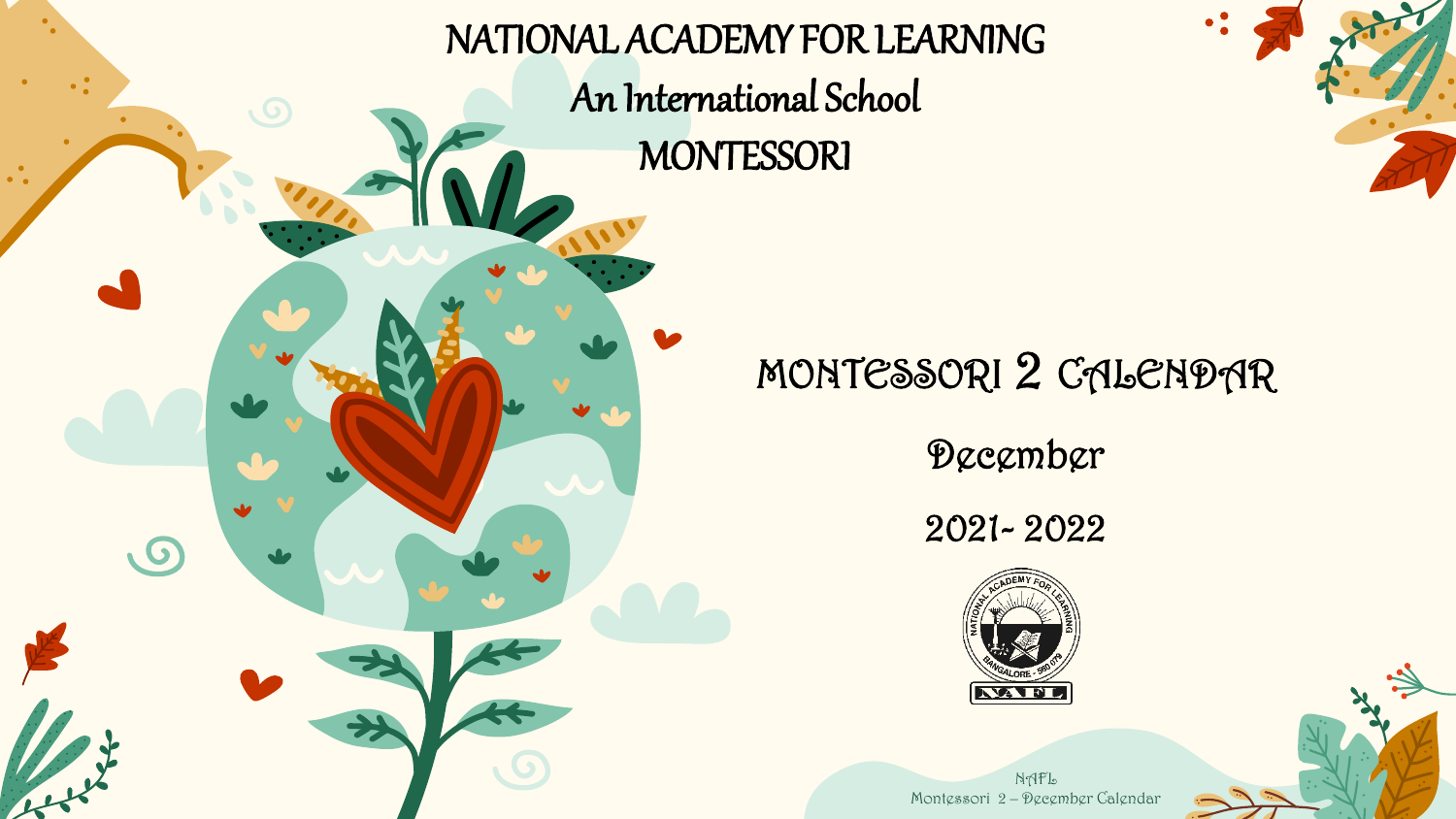# NATIONAL ACADEMY FOR LEARNING

## An International School

## MONTESSORI

# MONTESSORI 2 CALENDAR

## December

## 2021- 2022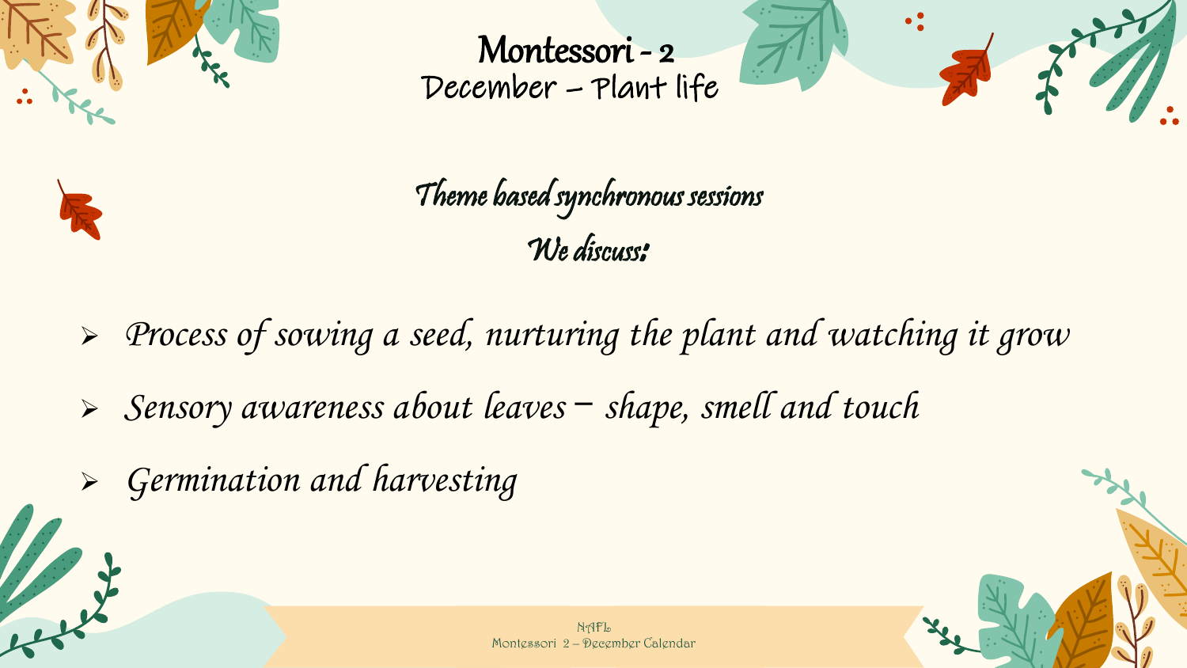# Montessori - 2

## December – Plant life

*Theme based synchronous sessions*

*We discuss:*

- *Process of sowing a seed, nurturing the plant and watching it grow*
- *Sensory awareness about leaves – shape, smell and touch*
- *Germination and harvesting*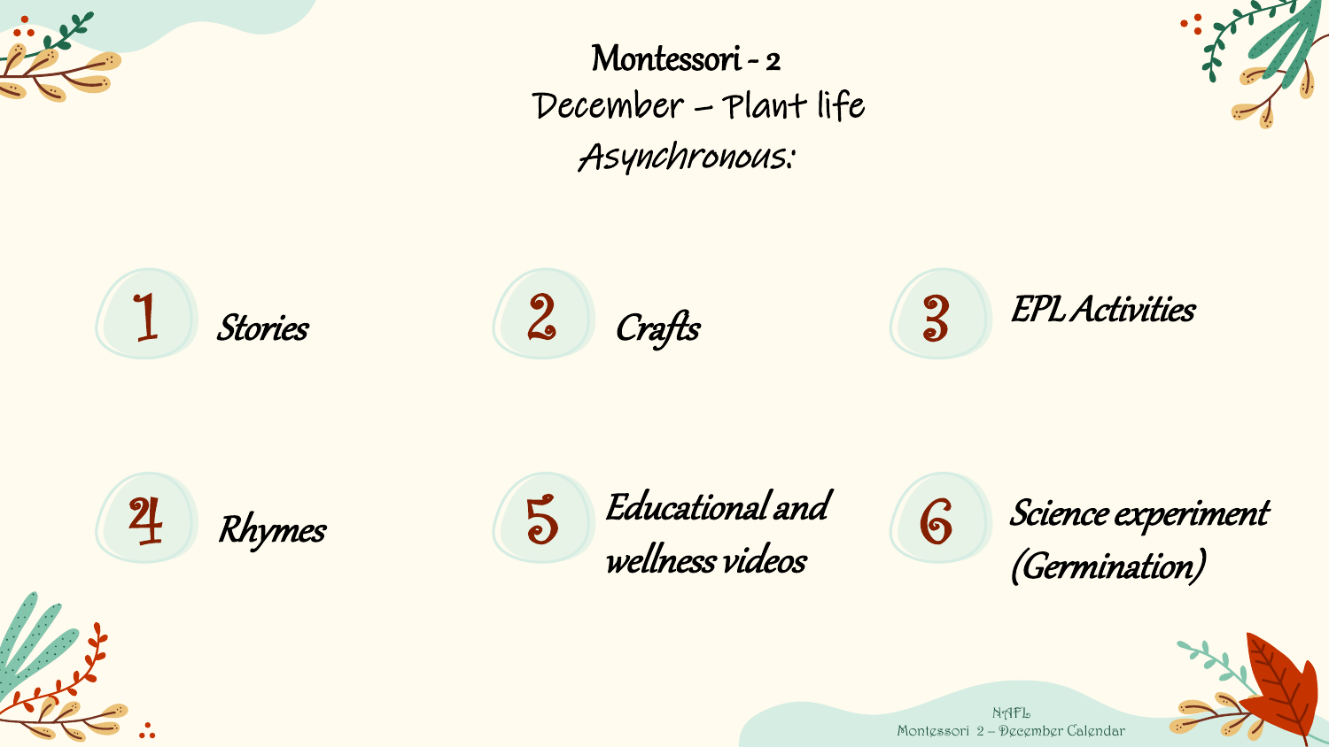# Montessori - 2
## December – Plant life
### Asynchronous:

1. Stories
2. Crafts
3. EPL Activities
4. Rhymes
5. Educational and wellness videos
6. Science experiment (Germination)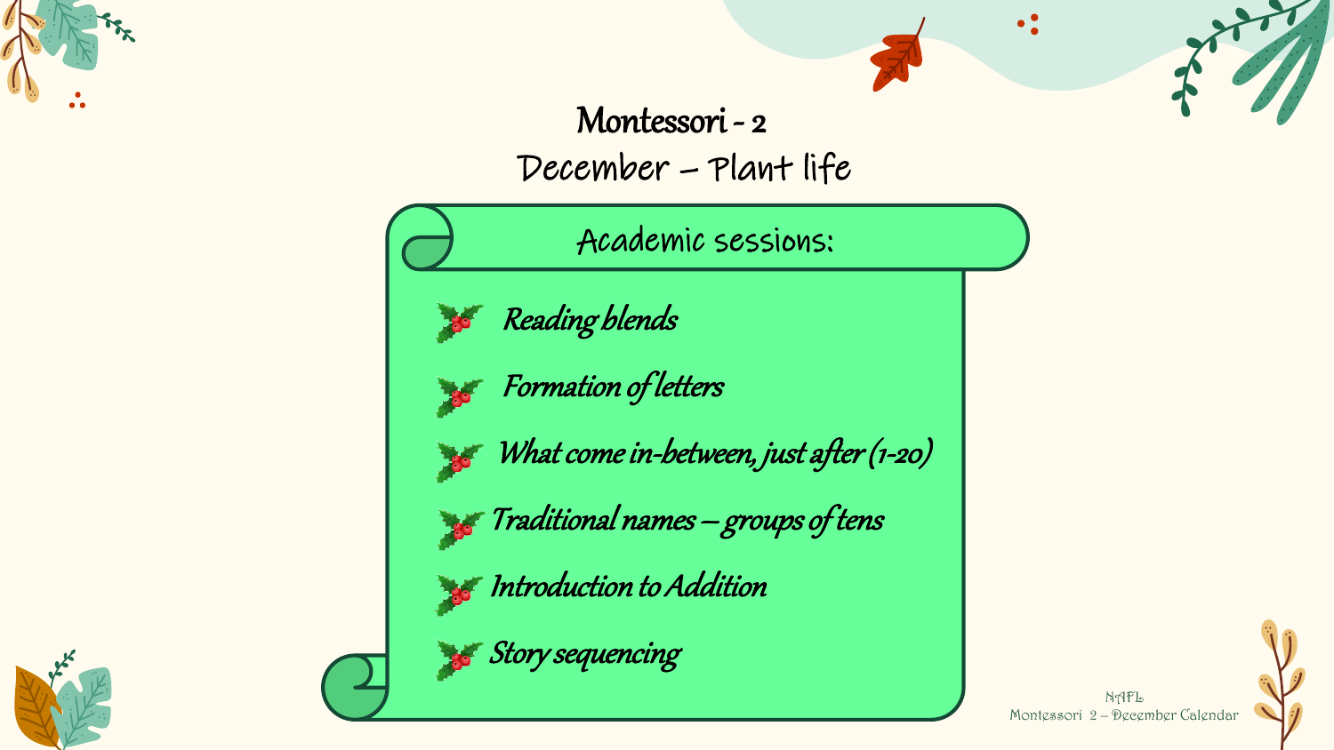# Montessori - 2

## December – Plant life

### Academic sessions:

- *Reading blends*
- *Formation of letters*
- *What come in-between, just after (1-20)*
- *Traditional names – groups of tens*
- *Introduction to Addition*
- *Story sequencing*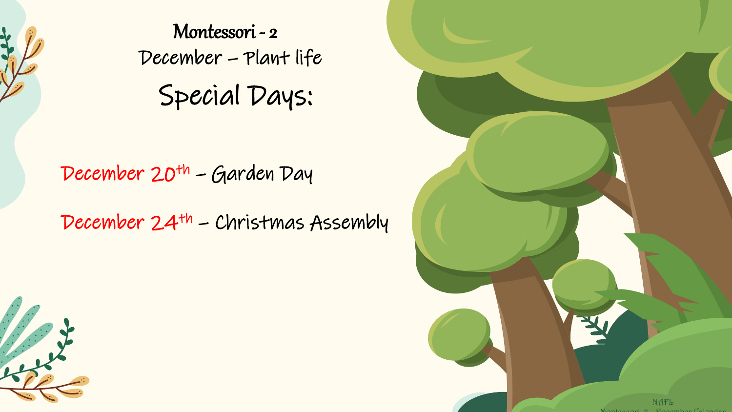# Montessori - 2

## December – Plant life

## Special Days:

December 20th – Garden Day

December 24th – Christmas Assembly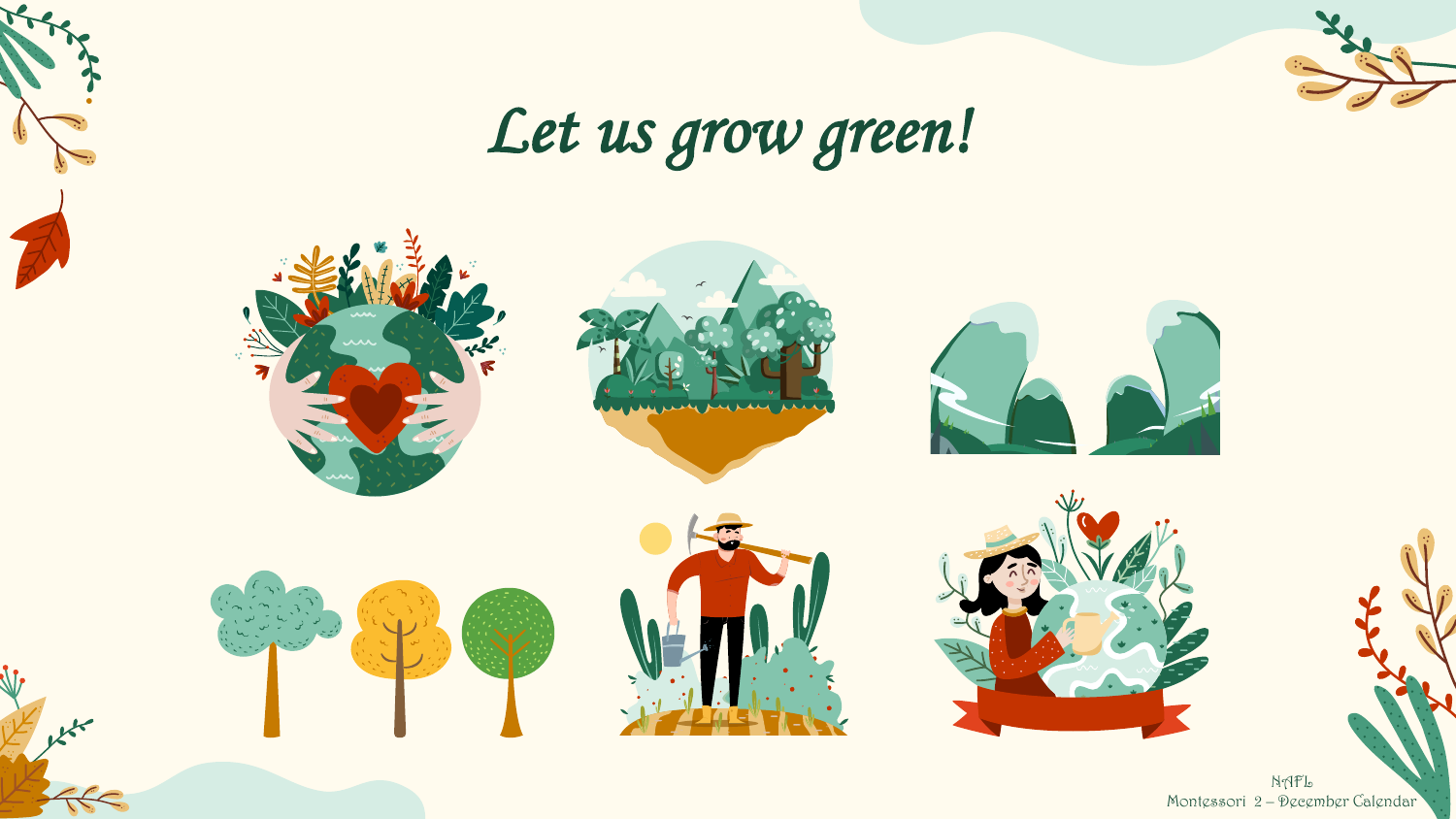# *Let us grow green!*

NAFL
Montessori 2 – December Calendar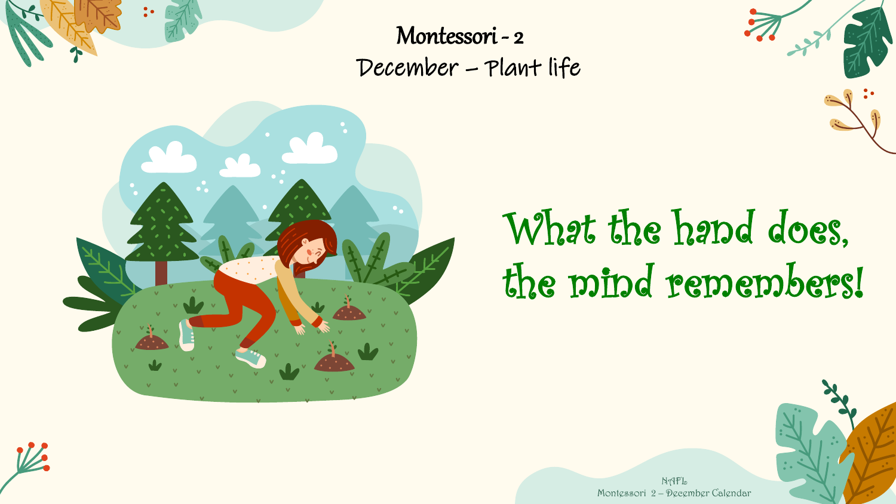# Montessori - 2

## December – Plant life

What the hand does, the mind remembers!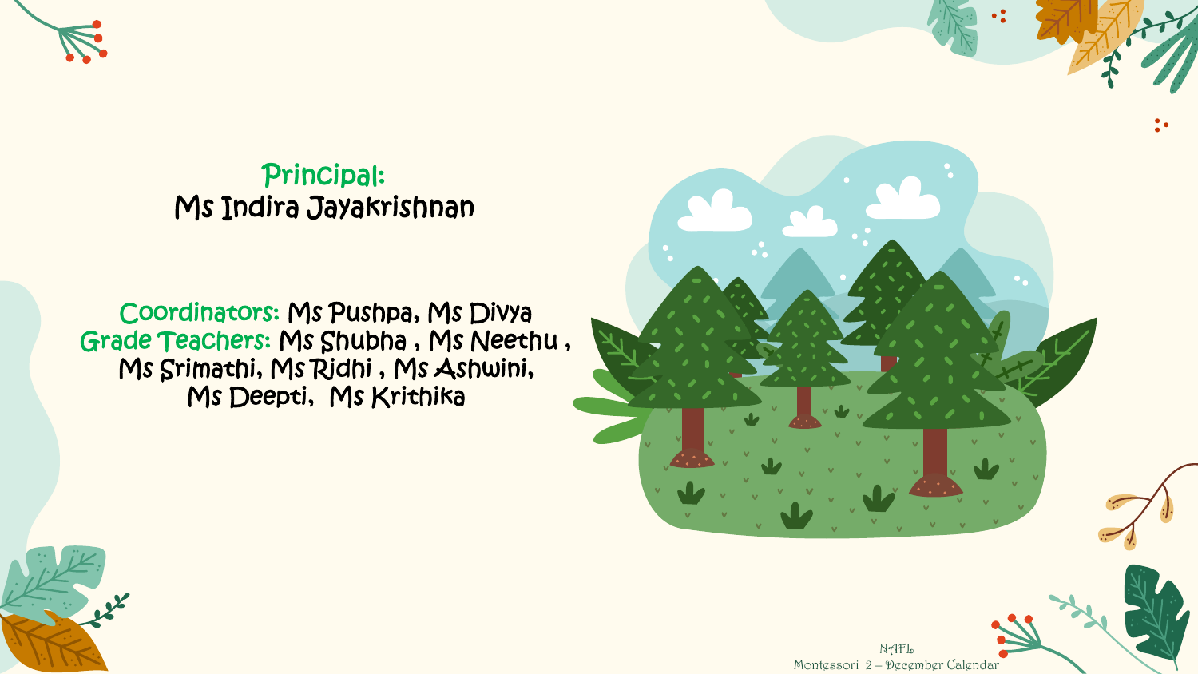**Principal:**
Ms Indira Jayakrishnan

**Coordinators:** Ms Pushpa, Ms Divya
**Grade Teachers:** Ms Shubha , Ms Neethu , Ms Srimathi, Ms Ridhi , Ms Ashwini, Ms Deepti, Ms Krithika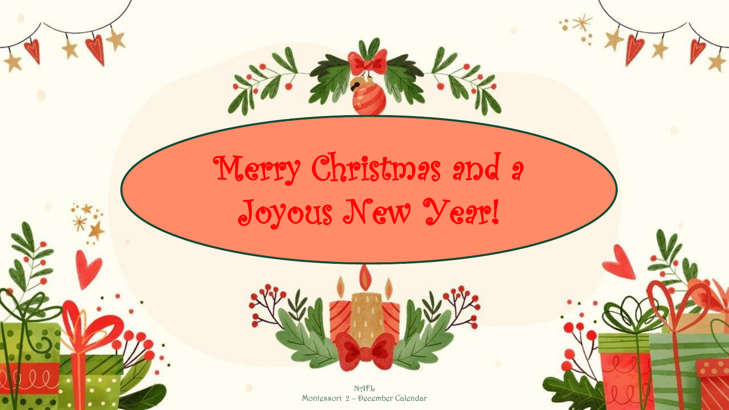# Merry Christmas and a Joyous New Year!

NAFL
Montessori 2 – December Calendar